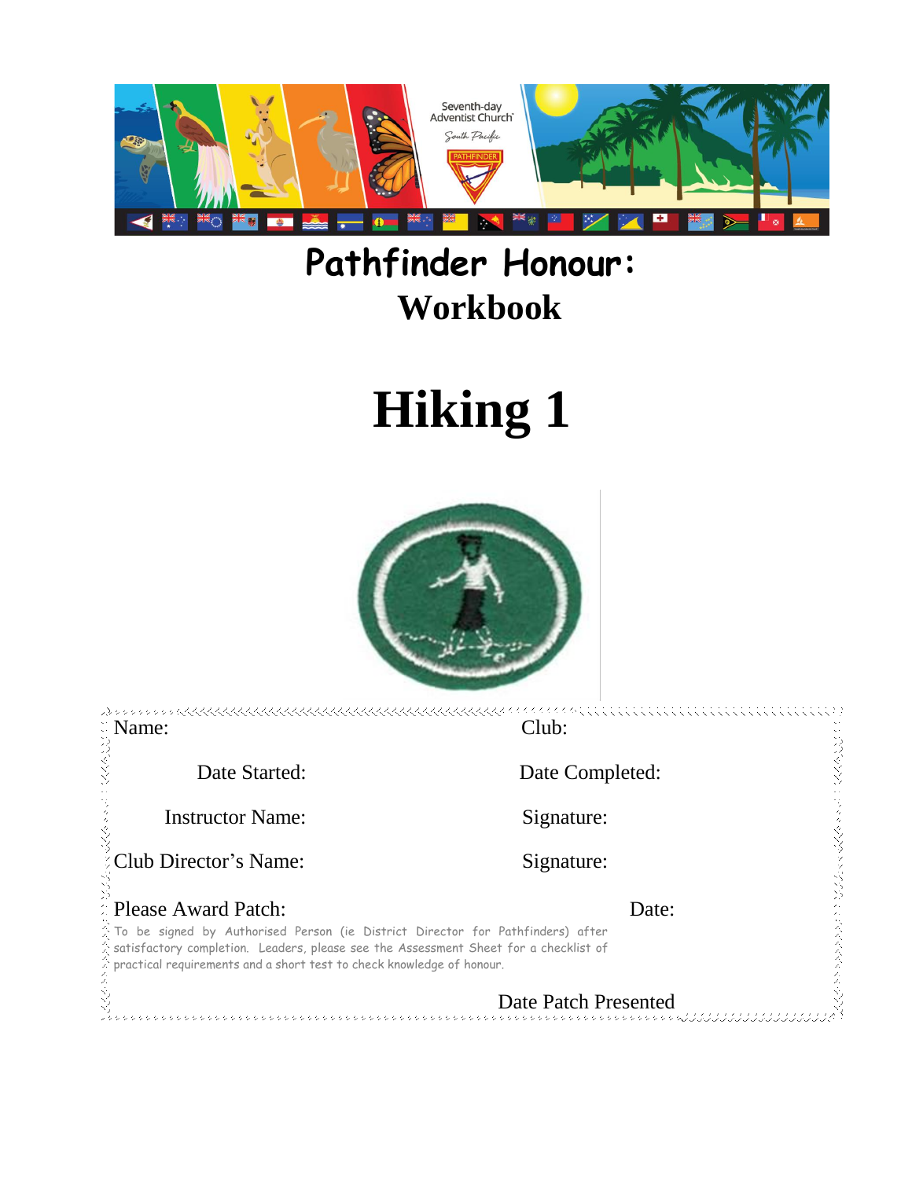Seventh-day Adventist Church South Pacific

# Pathfinder Honour:

## Workbook

# Hiking 1

Name:

Club:

Date Started:

Date Completed:

Instructor Name:

Signature:

Club Director's Name:

Signature:

Please Award Patch:

Date:

To be signed by Authorised Person (ie District Director for Pathfinders) after satisfactory completion. Leaders, please see the Assessment Sheet for a checklist of practical requirements and a short test to check knowledge of honour.

Date Patch Presented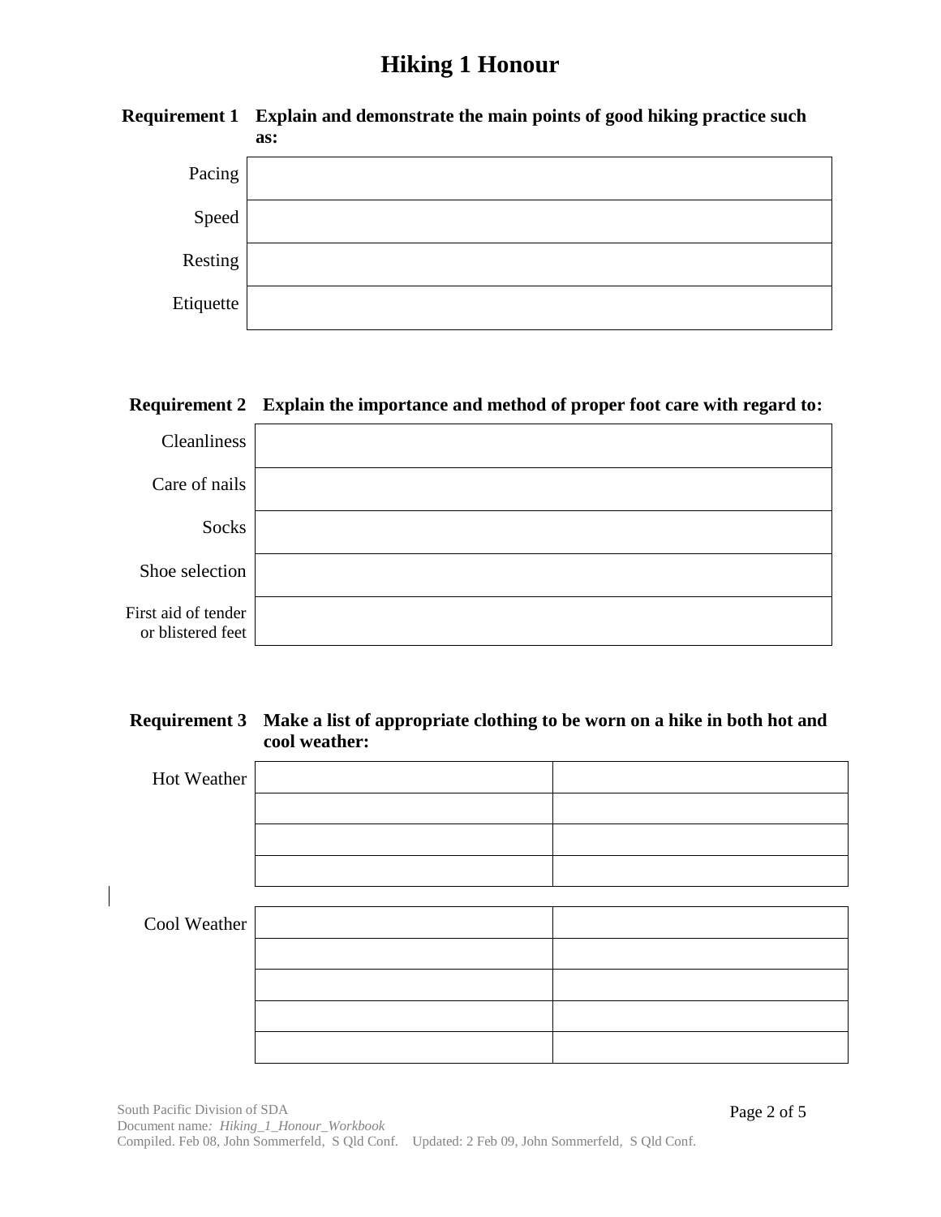# Hiking 1 Honour

**Requirement 1 Explain and demonstrate the main points of good hiking practice such as:**

| | |
|---|---|
| Pacing | |
| Speed | |
| Resting | |
| Etiquette | |

**Requirement 2 Explain the importance and method of proper foot care with regard to:**

| | |
|---|---|
| Cleanliness | |
| Care of nails | |
| Socks | |
| Shoe selection | |
| First aid of tender or blistered feet | |

**Requirement 3 Make a list of appropriate clothing to be worn on a hike in both hot and cool weather:**

| | | |
|---|---|---|
| Hot Weather | | |
| | | |
| | | |
| | | |

| | | |
|---|---|---|
| Cool Weather | | |
| | | |
| | | |
| | | |
| | | |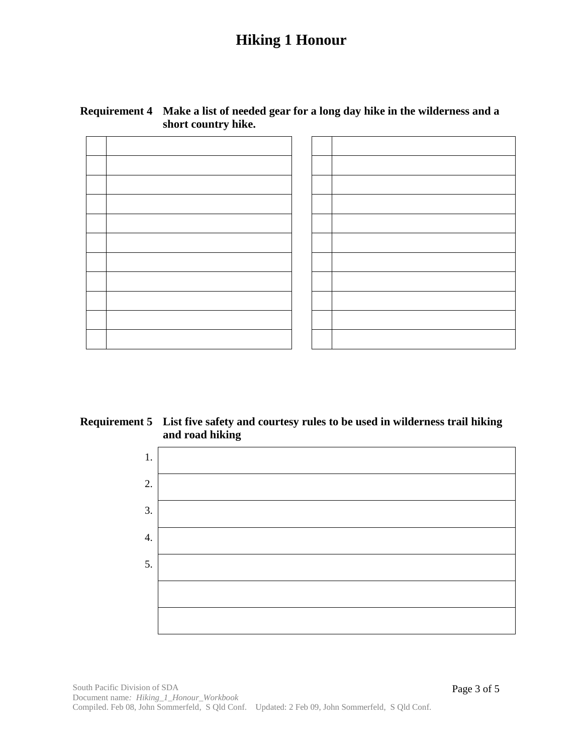# Hiking 1 Honour

**Requirement 4 Make a list of needed gear for a long day hike in the wilderness and a short country hike.**

| | | | | |
|---|---|---|---|---|
| | | | | |
| | | | | |
| | | | | |
| | | | | |
| | | | | |
| | | | | |
| | | | | |
| | | | | |
| | | | | |
| | | | | |
| | | | | |

**Requirement 5 List five safety and courtesy rules to be used in wilderness trail hiking and road hiking**

| | |
|---|---|
| 1. | |
| 2. | |
| 3. | |
| 4. | |
| 5. | |
| | |
| | |

South Pacific Division of SDA
Document name*: Hiking_1_Honour_Workbook*
Compiled. Feb 08, John Sommerfeld, S Qld Conf. Updated: 2 Feb 09, John Sommerfeld, S Qld Conf.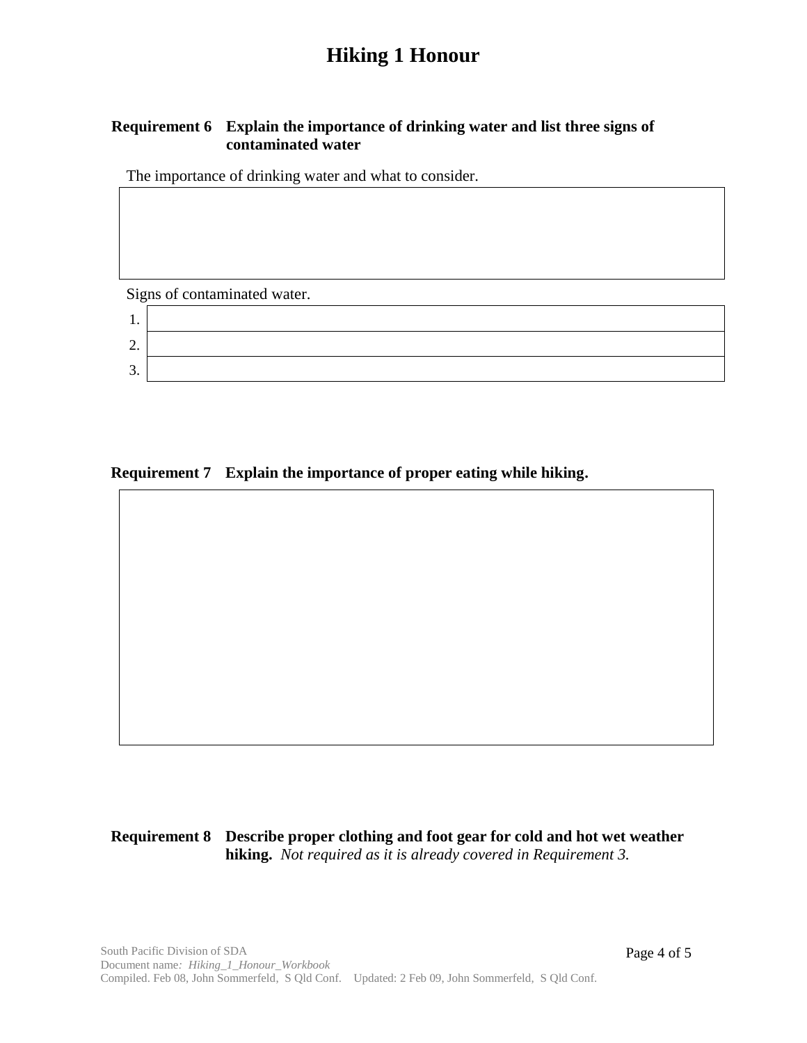# Hiking 1 Honour

**Requirement 6 Explain the importance of drinking water and list three signs of contaminated water**

The importance of drinking water and what to consider.

| |
|---|
| |

Signs of contaminated water.

| | |
|---|---|
| 1. | |
| 2. | |
| 3. | |

**Requirement 7 Explain the importance of proper eating while hiking.**

| |
|---|
| |

**Requirement 8 Describe proper clothing and foot gear for cold and hot wet weather hiking.** *Not required as it is already covered in Requirement 3.*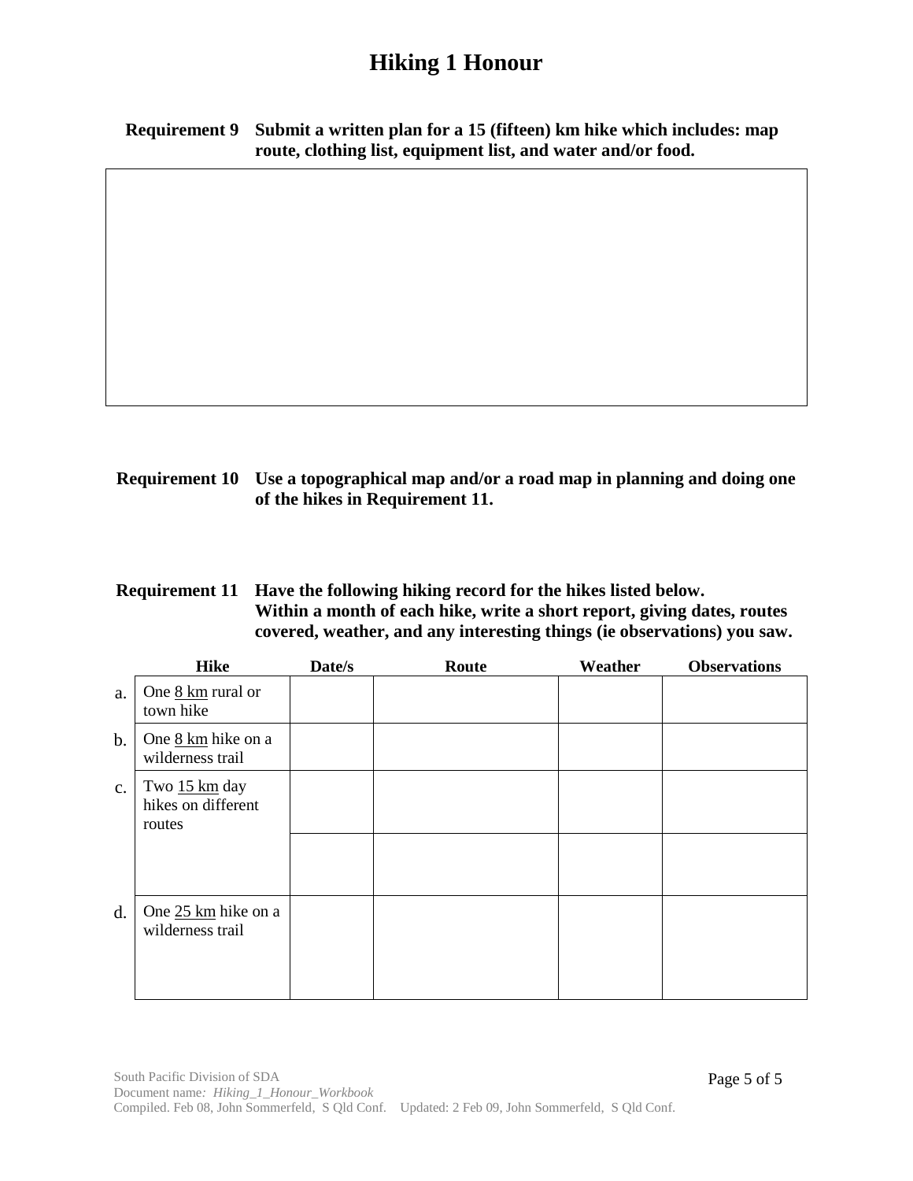# Hiking 1 Honour

**Requirement 9** **Submit a written plan for a 15 (fifteen) km hike which includes: map route, clothing list, equipment list, and water and/or food.**

| |
|---|
| |

**Requirement 10** **Use a topographical map and/or a road map in planning and doing one of the hikes in Requirement 11.**

**Requirement 11** **Have the following hiking record for the hikes listed below. Within a month of each hike, write a short report, giving dates, routes covered, weather, and any interesting things (ie observations) you saw.**

| | Hike | Date/s | Route | Weather | Observations |
|---|---|---|---|---|---|
| a. | One 8 km rural or town hike | | | | |
| b. | One 8 km hike on a wilderness trail | | | | |
| c. | Two 15 km day hikes on different routes | | | | |
| | | | | | |
| d. | One 25 km hike on a wilderness trail | | | | |